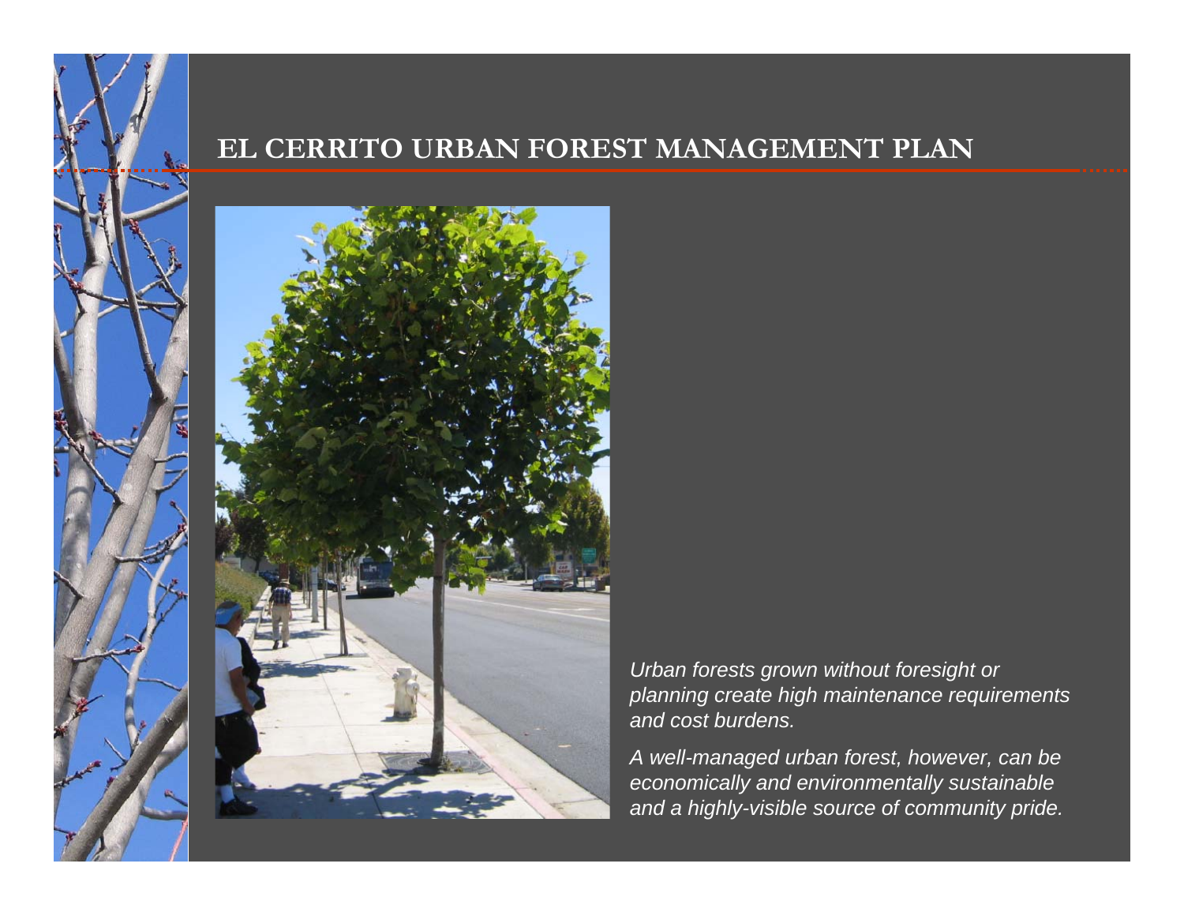# EL CERRITO URBAN FOREST MANAGEMENT PLAN

*Urban forests grown without foresight or planning create high maintenance requirements and cost burdens.*

*A well-managed urban forest, however, can be economically and environmentally sustainable and a highly-visible source of community pride.*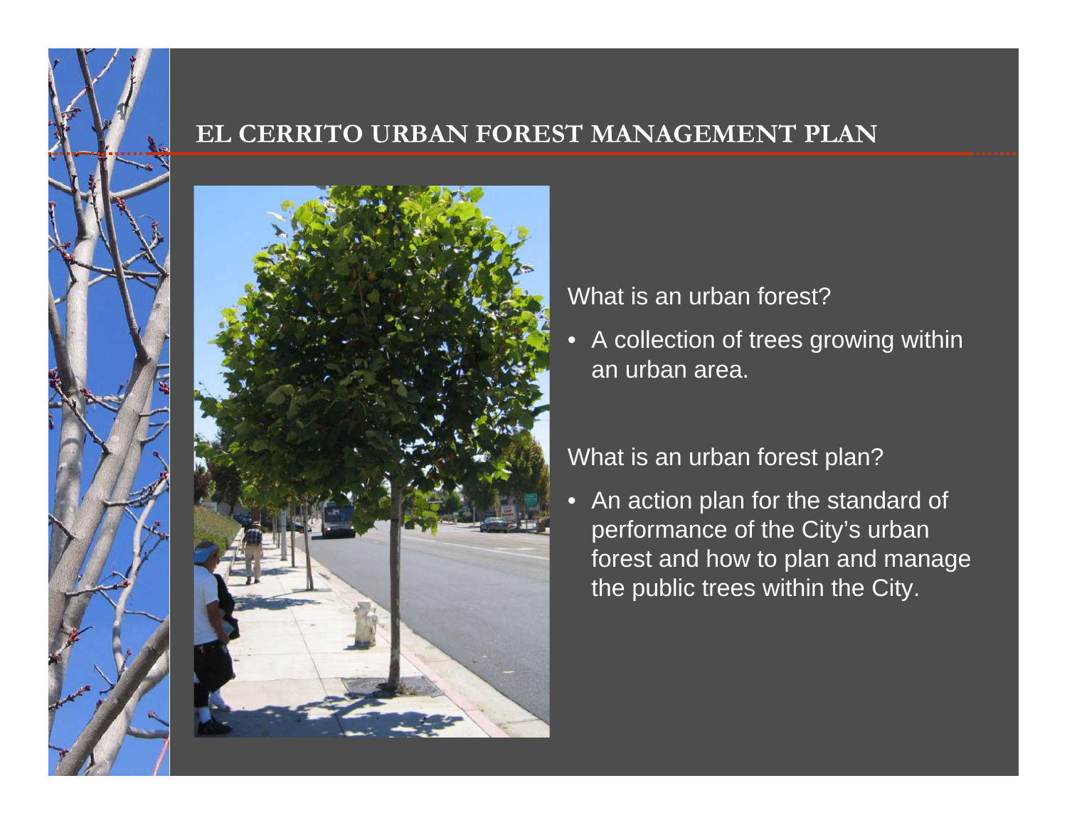# EL CERRITO URBAN FOREST MANAGEMENT PLAN

What is an urban forest?

- A collection of trees growing within an urban area.

What is an urban forest plan?

- An action plan for the standard of performance of the City's urban forest and how to plan and manage the public trees within the City.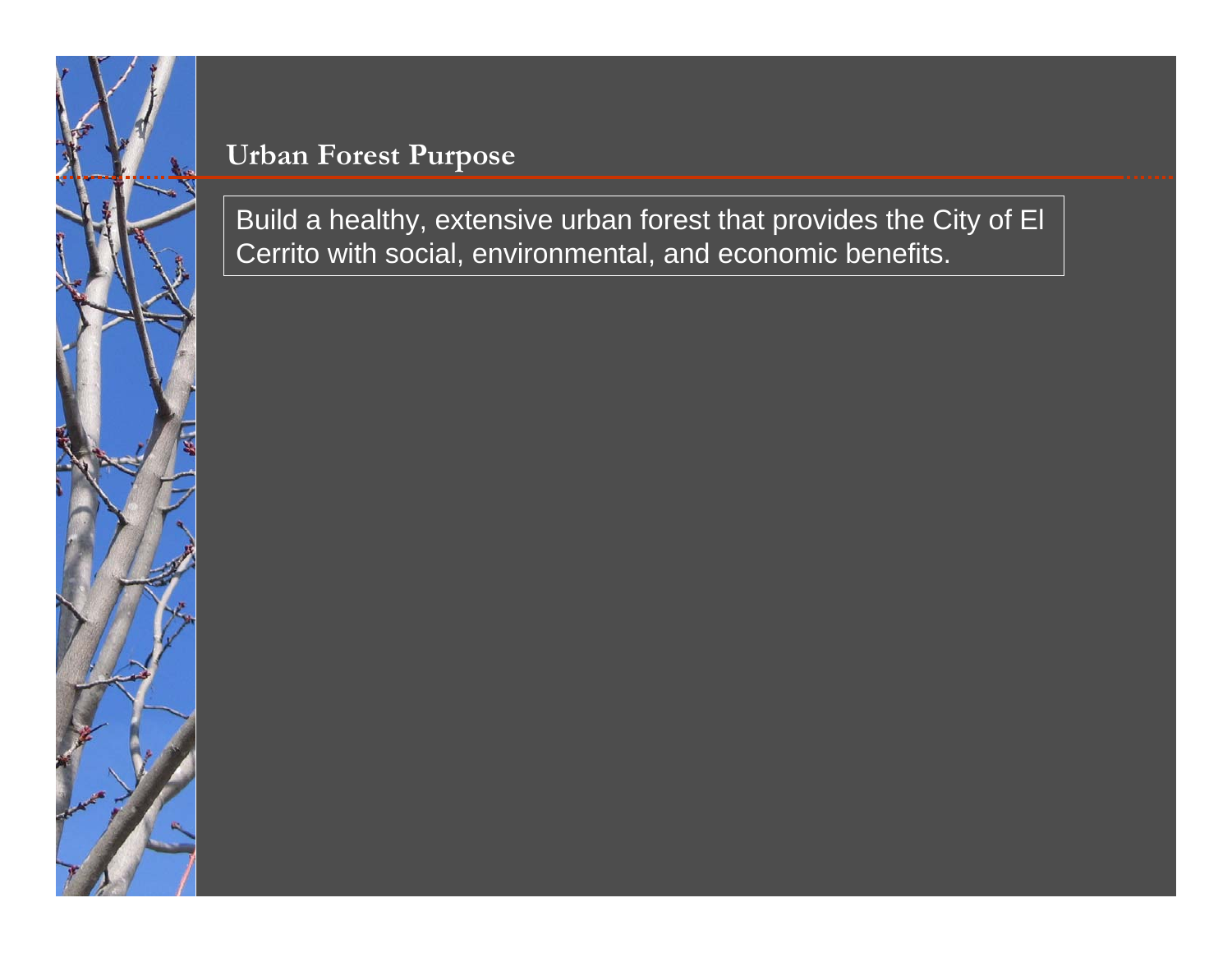## Urban Forest Purpose

Build a healthy, extensive urban forest that provides the City of El Cerrito with social, environmental, and economic benefits.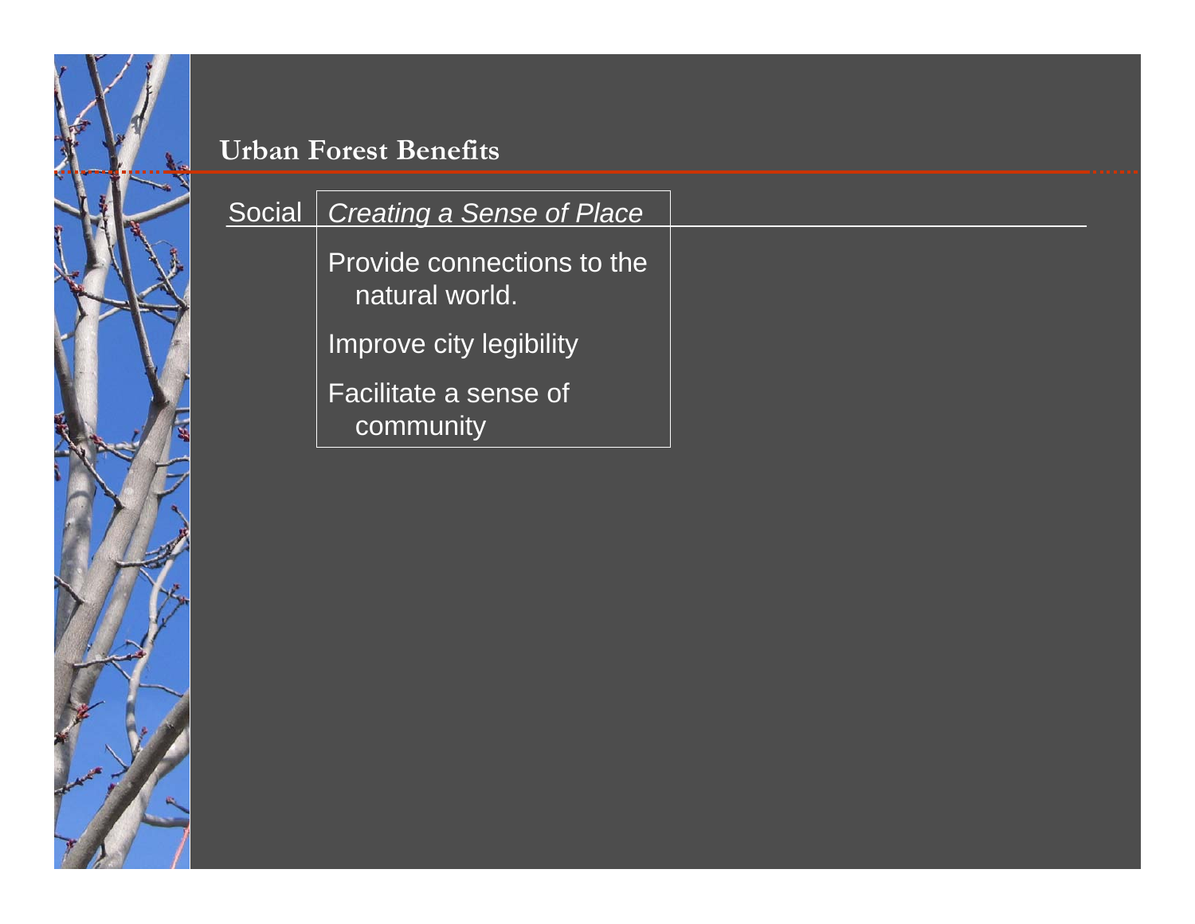## Urban Forest Benefits

Social

*Creating a Sense of Place*

Provide connections to the natural world.

Improve city legibility

Facilitate a sense of community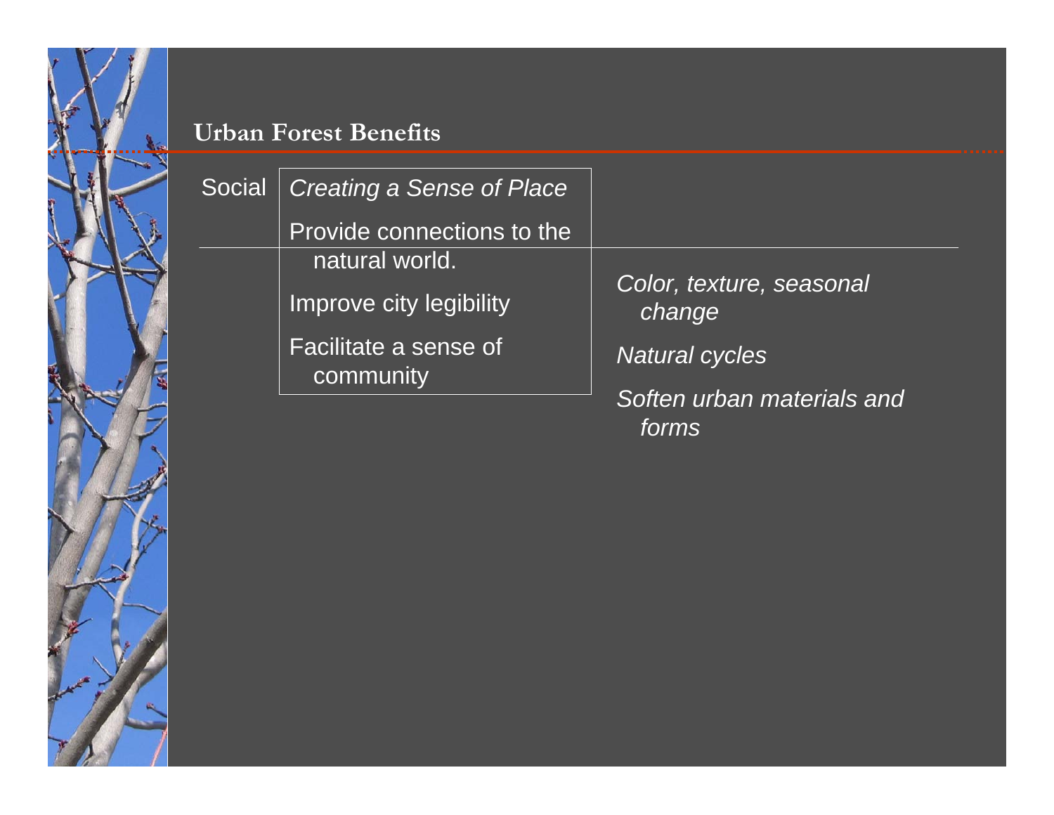## Urban Forest Benefits

Social

*Creating a Sense of Place*

- Provide connections to the natural world.
- Improve city legibility
- Facilitate a sense of community

*Color, texture, seasonal change*

*Natural cycles*

*Soften urban materials and forms*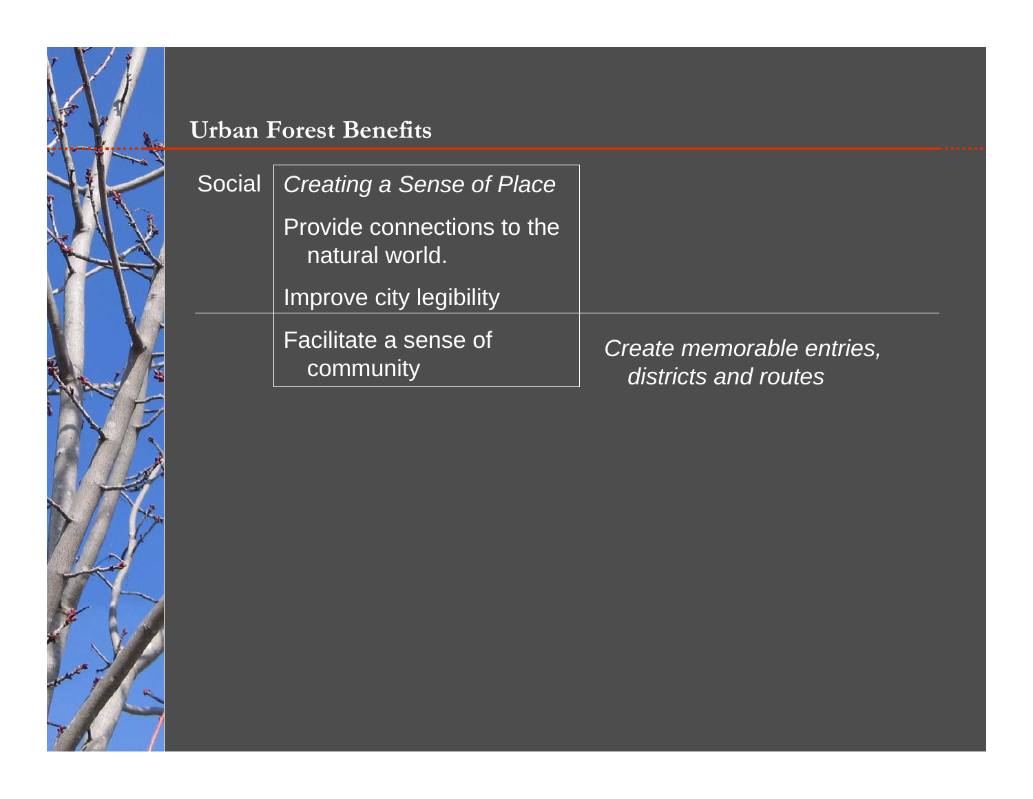## Urban Forest Benefits

| Social | *Creating a Sense of Place*<br>Provide connections to the natural world.<br>Improve city legibility | |
|---|---|---|
| | Facilitate a sense of community | *Create memorable entries, districts and routes* |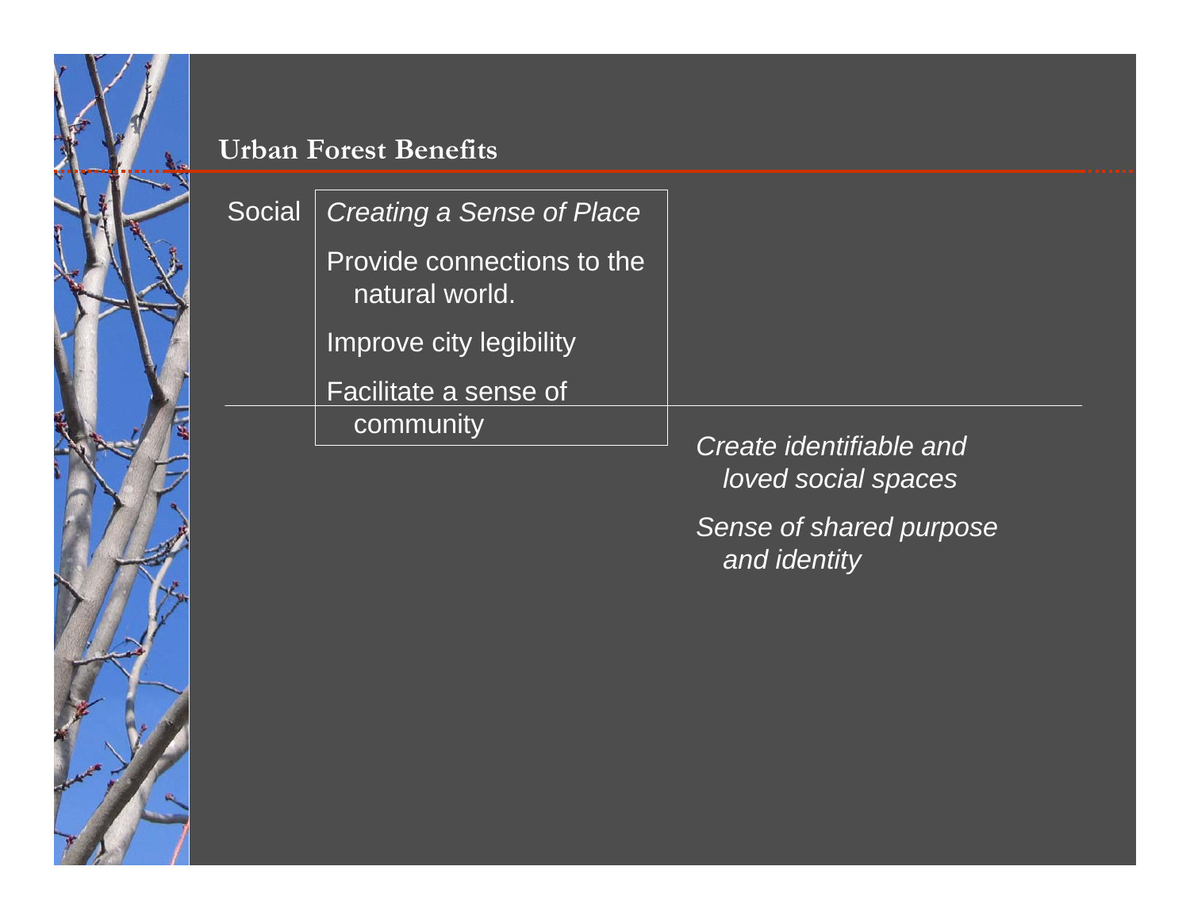## Urban Forest Benefits

Social

*Creating a Sense of Place*

Provide connections to the natural world.

Improve city legibility

Facilitate a sense of community

*Create identifiable and loved social spaces*

*Sense of shared purpose and identity*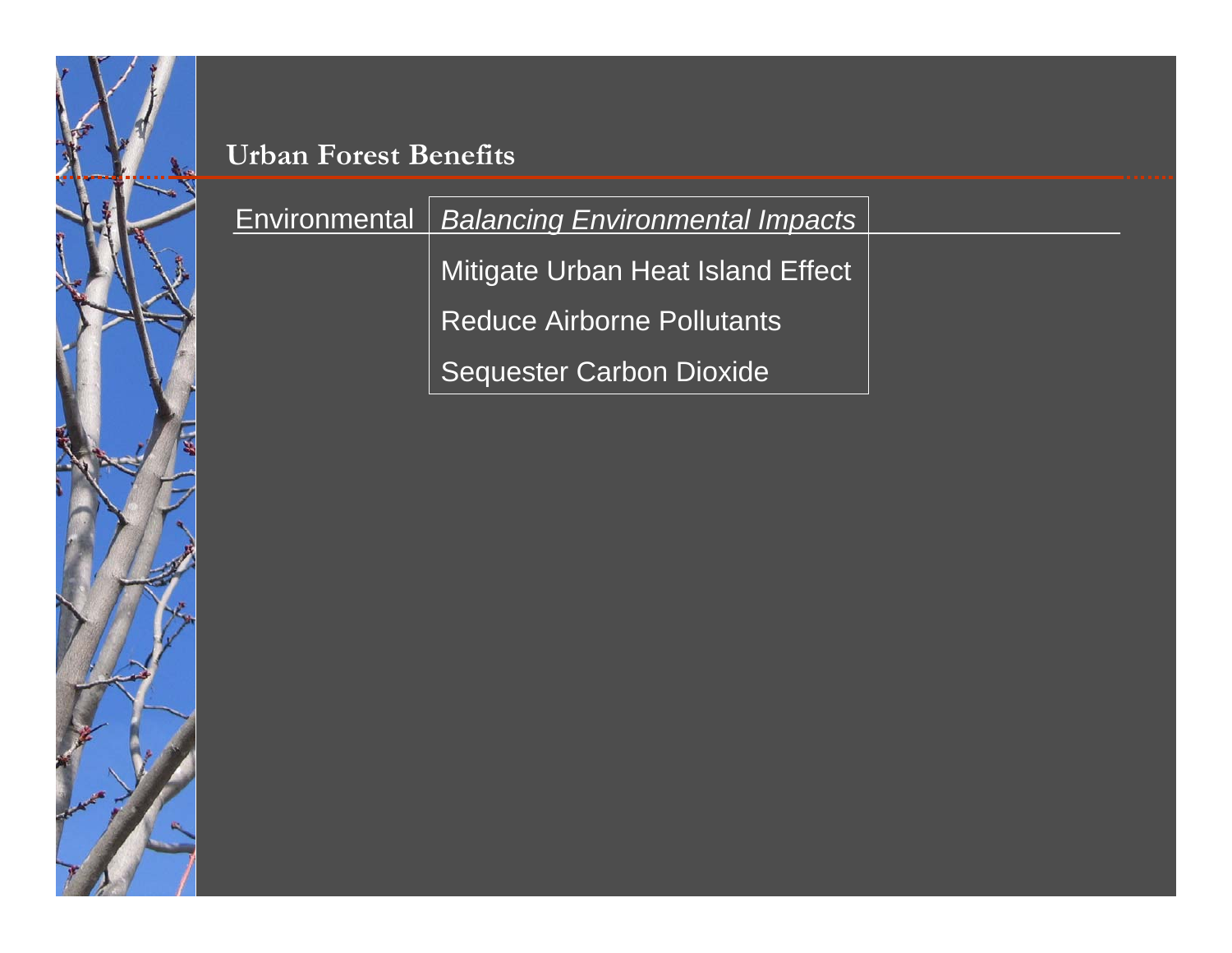# Urban Forest Benefits

| Environmental | *Balancing Environmental Impacts* |
| --- | --- |
| | Mitigate Urban Heat Island Effect |
| | Reduce Airborne Pollutants |
| | Sequester Carbon Dioxide |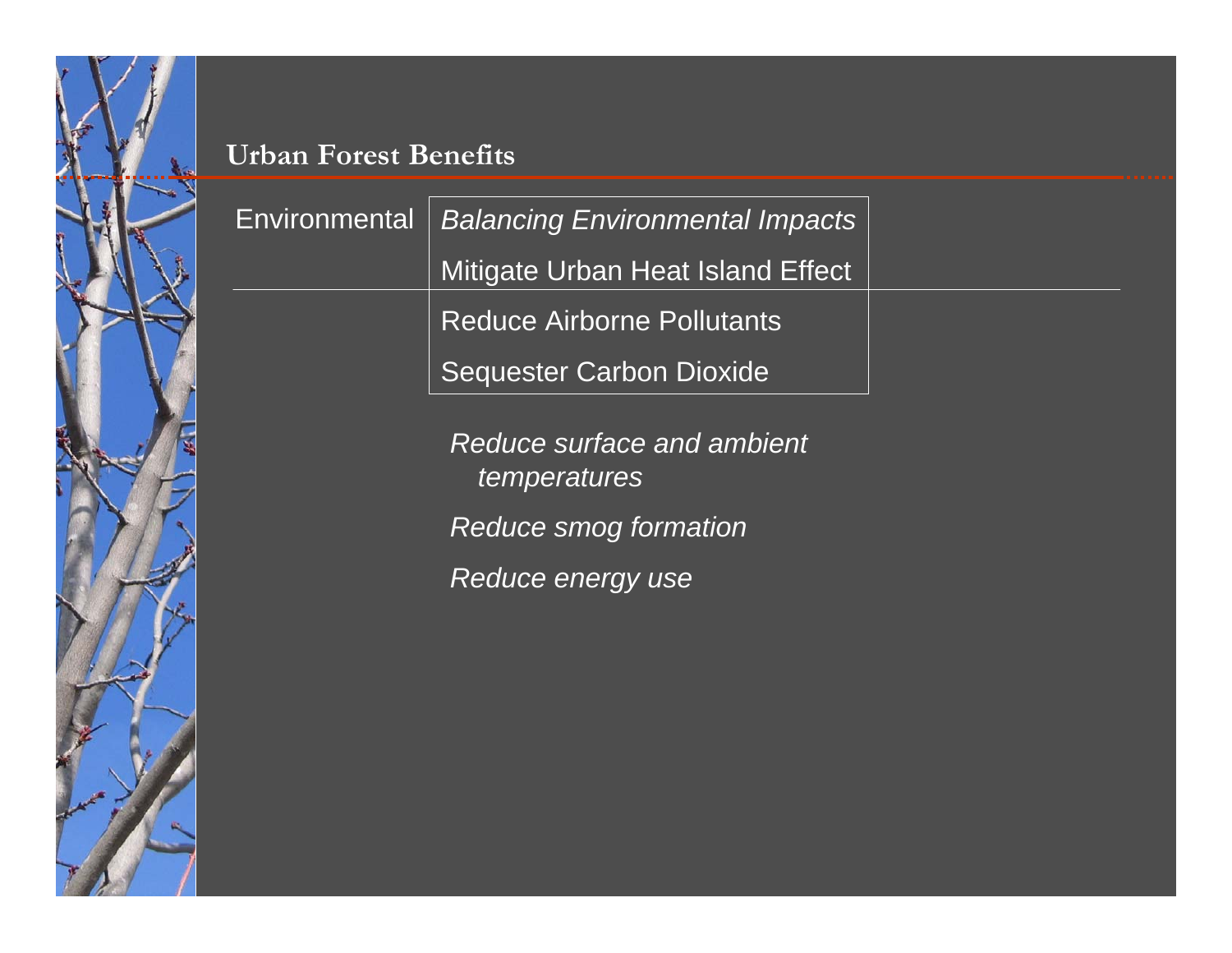## Urban Forest Benefits

Environmental

*Balancing Environmental Impacts*

Mitigate Urban Heat Island Effect

Reduce Airborne Pollutants

Sequester Carbon Dioxide

*Reduce surface and ambient temperatures*

*Reduce smog formation*

*Reduce energy use*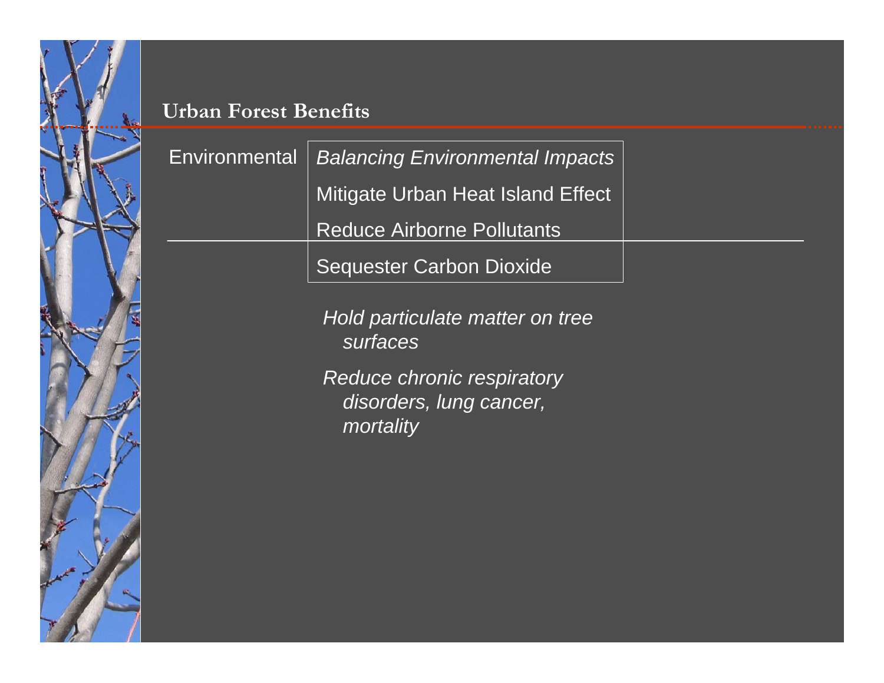## Urban Forest Benefits

Environmental

*Balancing Environmental Impacts*

Mitigate Urban Heat Island Effect

Reduce Airborne Pollutants

Sequester Carbon Dioxide

*Hold particulate matter on tree surfaces*

*Reduce chronic respiratory disorders, lung cancer, mortality*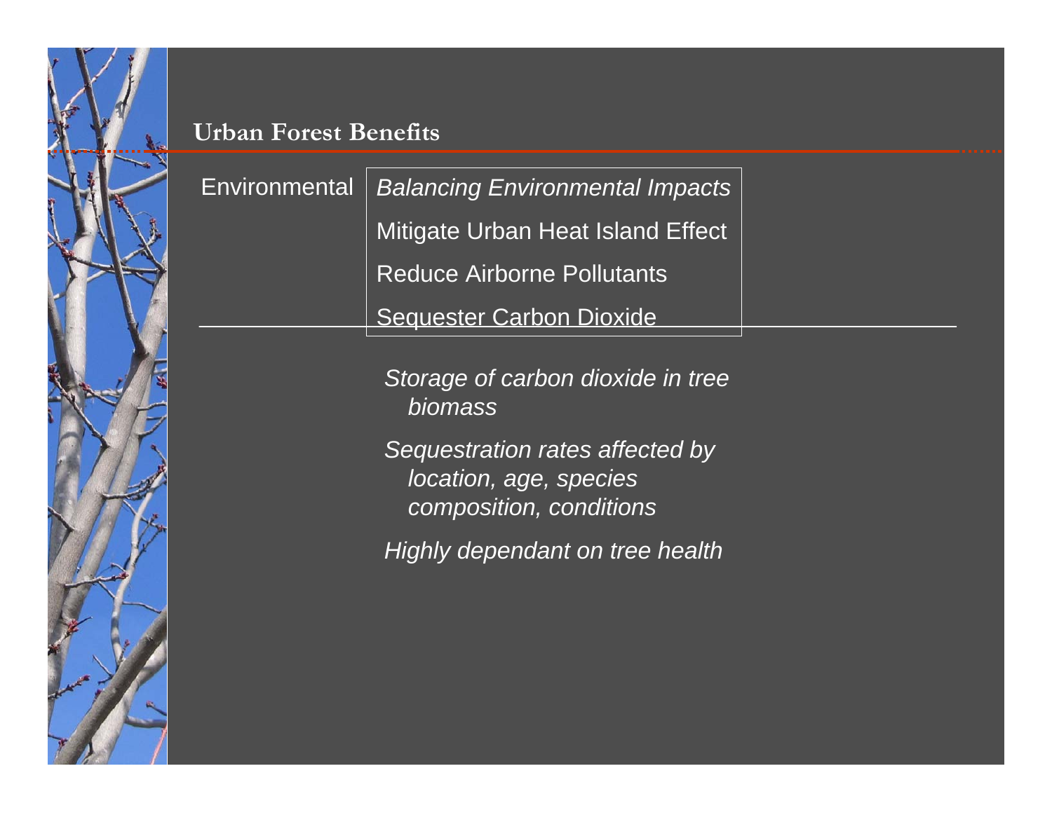## Urban Forest Benefits

Environmental

*Balancing Environmental Impacts*

Mitigate Urban Heat Island Effect

Reduce Airborne Pollutants

Sequester Carbon Dioxide

*Storage of carbon dioxide in tree biomass*

*Sequestration rates affected by location, age, species composition, conditions*

*Highly dependant on tree health*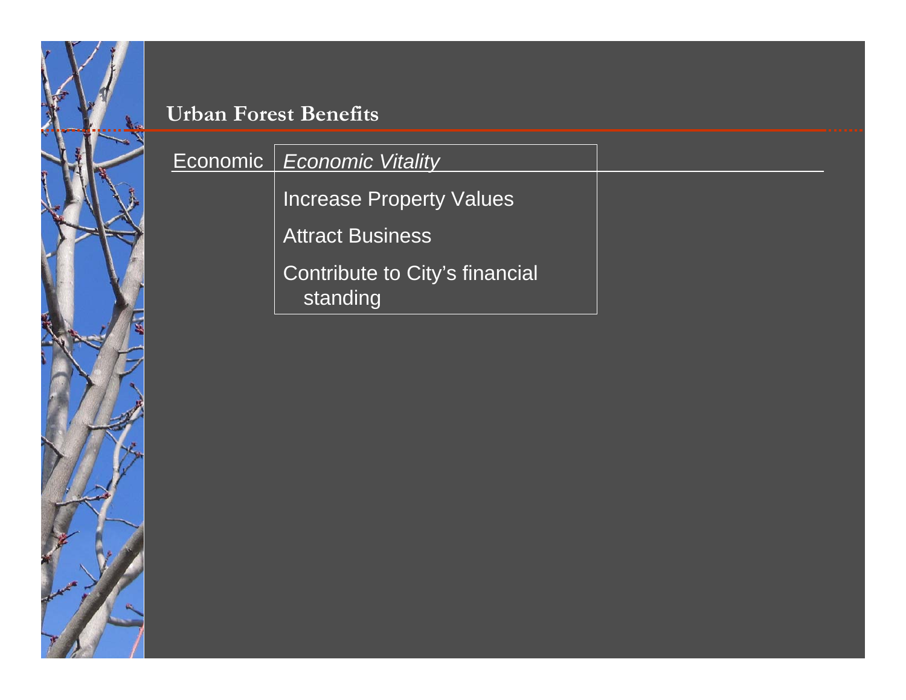## Urban Forest Benefits

| Economic | *Economic Vitality* |
|---|---|
| | Increase Property Values |
| | Attract Business |
| | Contribute to City's financial standing |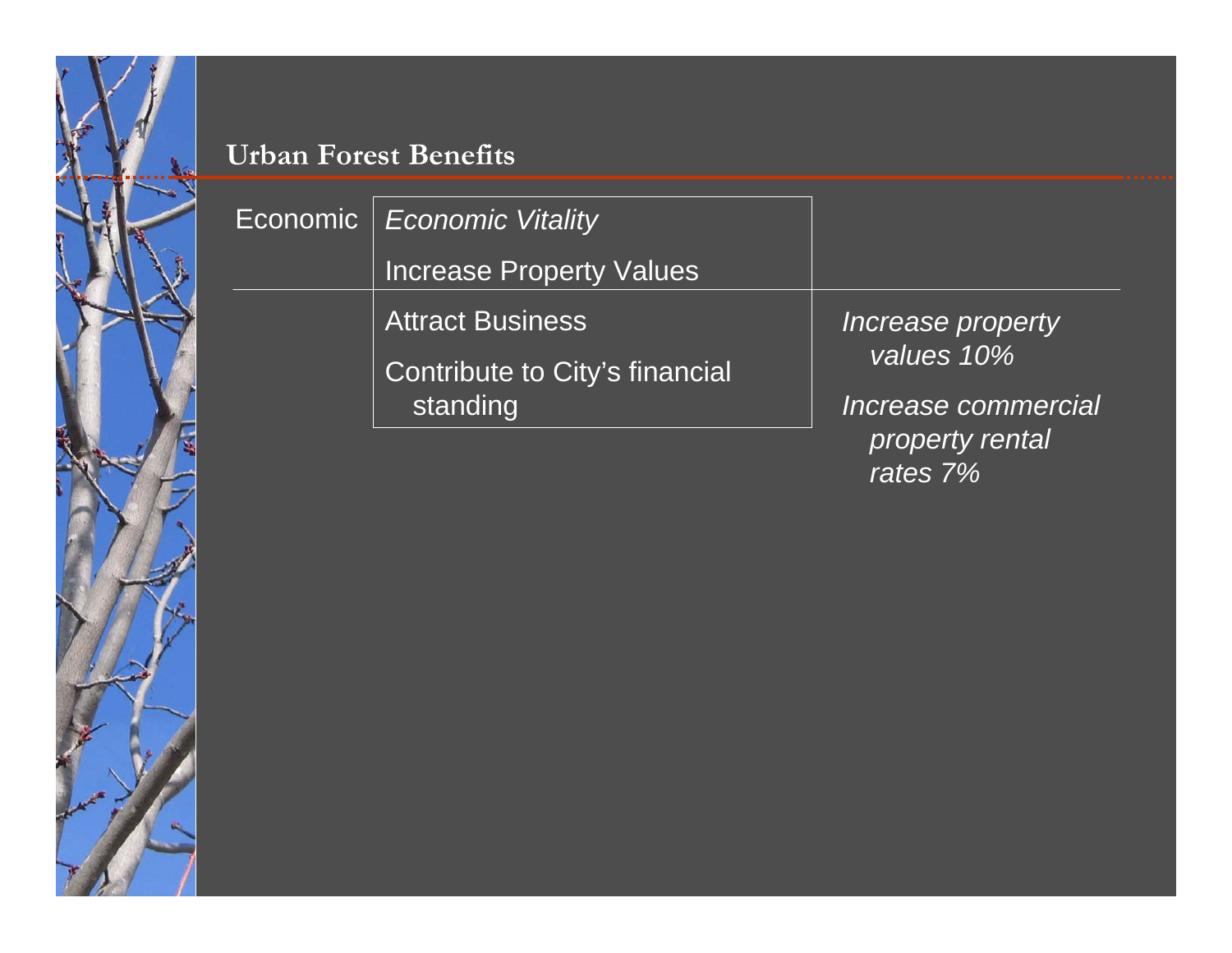## Urban Forest Benefits

| | | |
|---|---|---|
| Economic | *Economic Vitality*<br>Increase Property Values | |
| | Attract Business<br>Contribute to City's financial standing | *Increase property values 10%*<br>*Increase commercial property rental rates 7%* |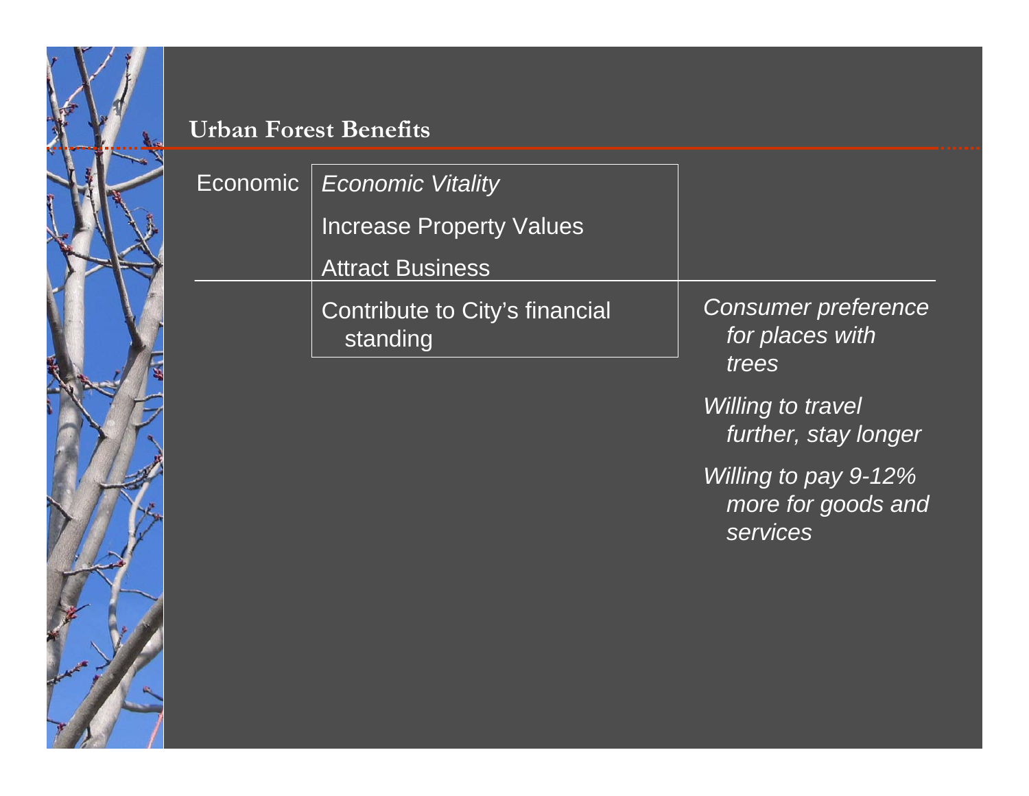## Urban Forest Benefits

Economic

*Economic Vitality*

Increase Property Values

Attract Business

Contribute to City's financial standing

*Consumer preference for places with trees*

*Willing to travel further, stay longer*

*Willing to pay 9-12% more for goods and services*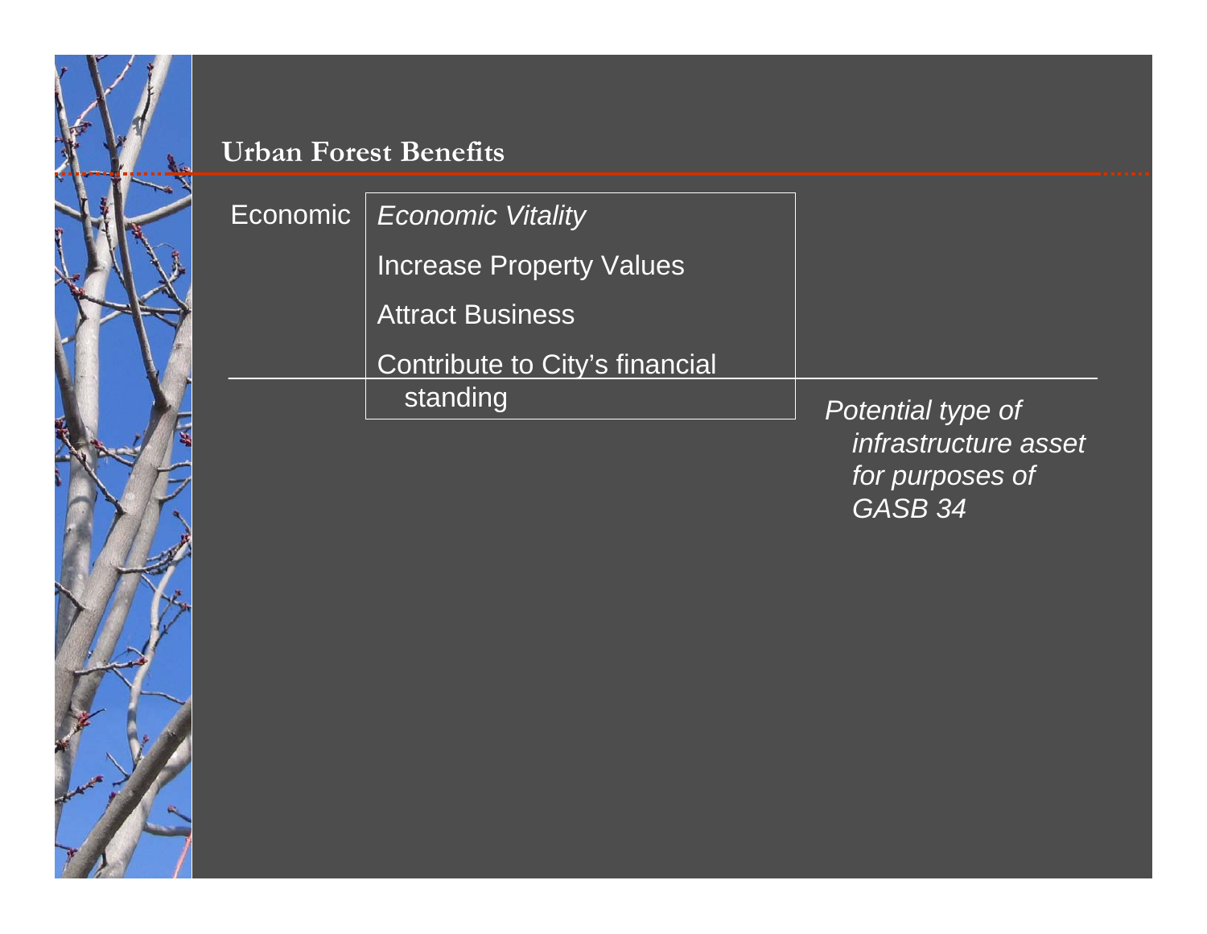## Urban Forest Benefits

Economic

*Economic Vitality*

Increase Property Values

Attract Business

Contribute to City's financial standing

*Potential type of infrastructure asset for purposes of GASB 34*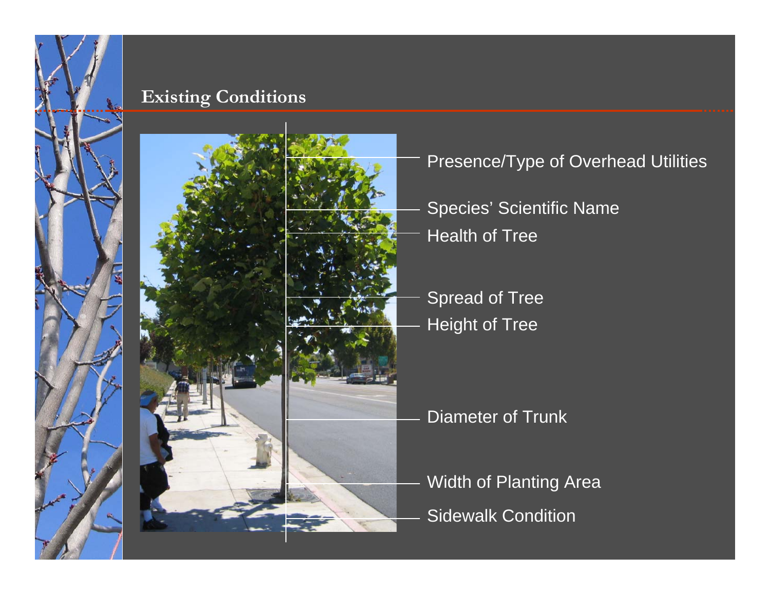## Existing Conditions

- Presence/Type of Overhead Utilities
- Species' Scientific Name
- Health of Tree
- Spread of Tree
- Height of Tree
- Diameter of Trunk
- Width of Planting Area
- Sidewalk Condition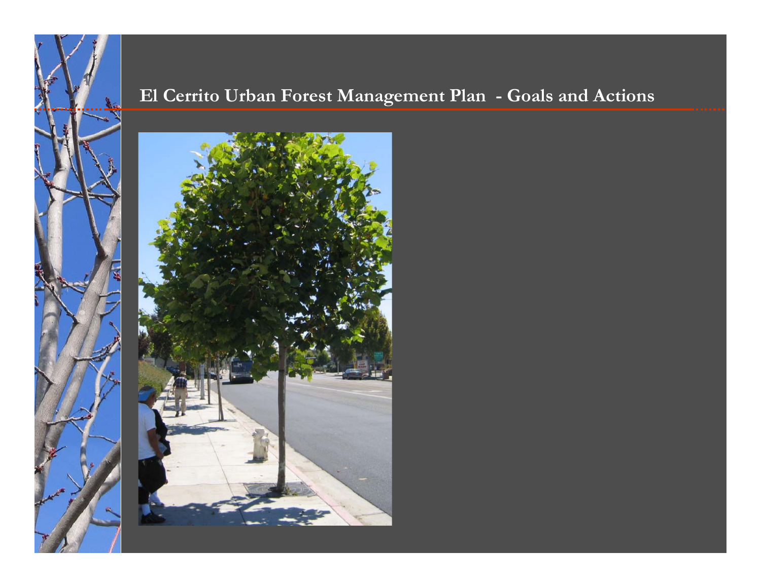# El Cerrito Urban Forest Management Plan - Goals and Actions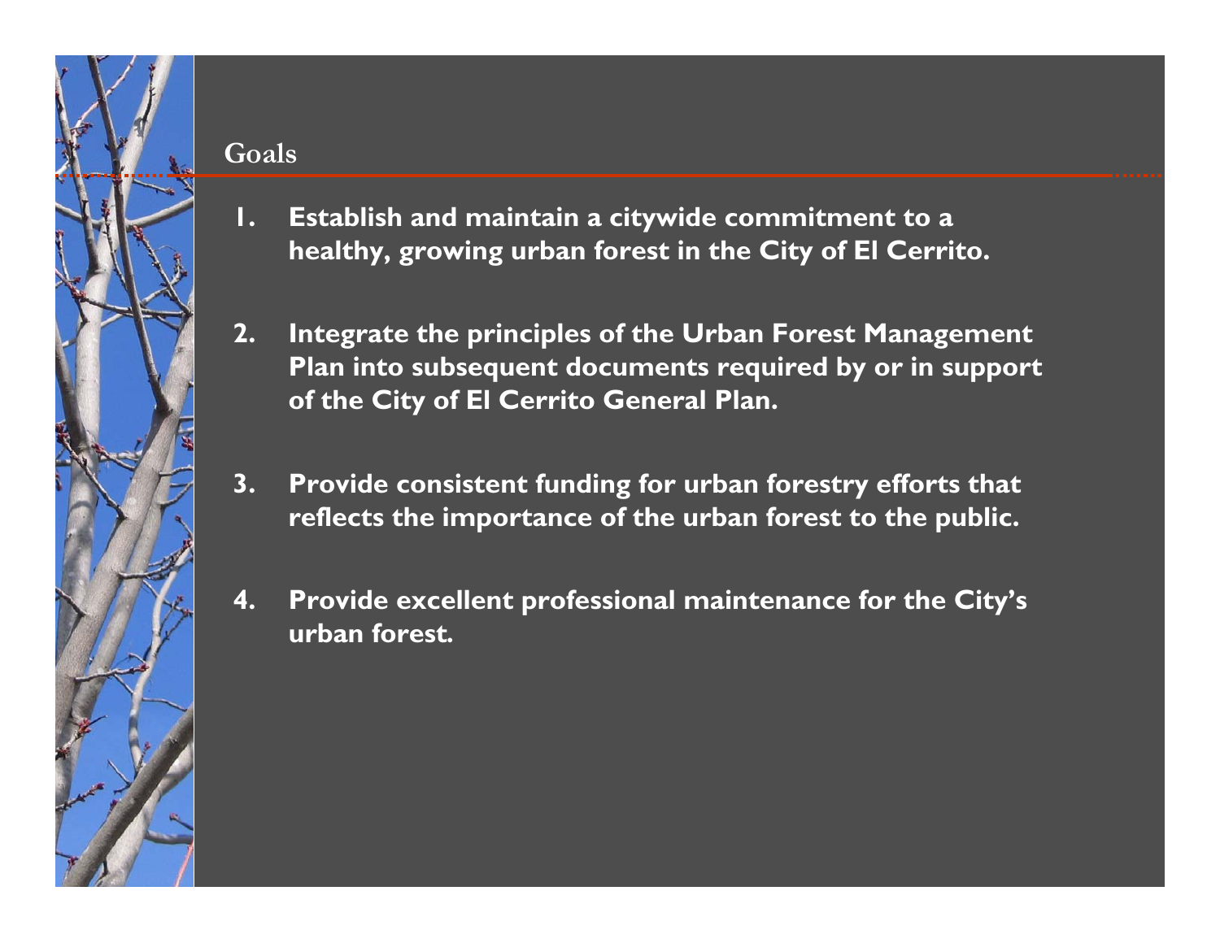## Goals

1. **Establish and maintain a citywide commitment to a healthy, growing urban forest in the City of El Cerrito.**

2. **Integrate the principles of the Urban Forest Management Plan into subsequent documents required by or in support of the City of El Cerrito General Plan.**

3. **Provide consistent funding for urban forestry efforts that reflects the importance of the urban forest to the public.**

4. **Provide excellent professional maintenance for the City's urban forest.**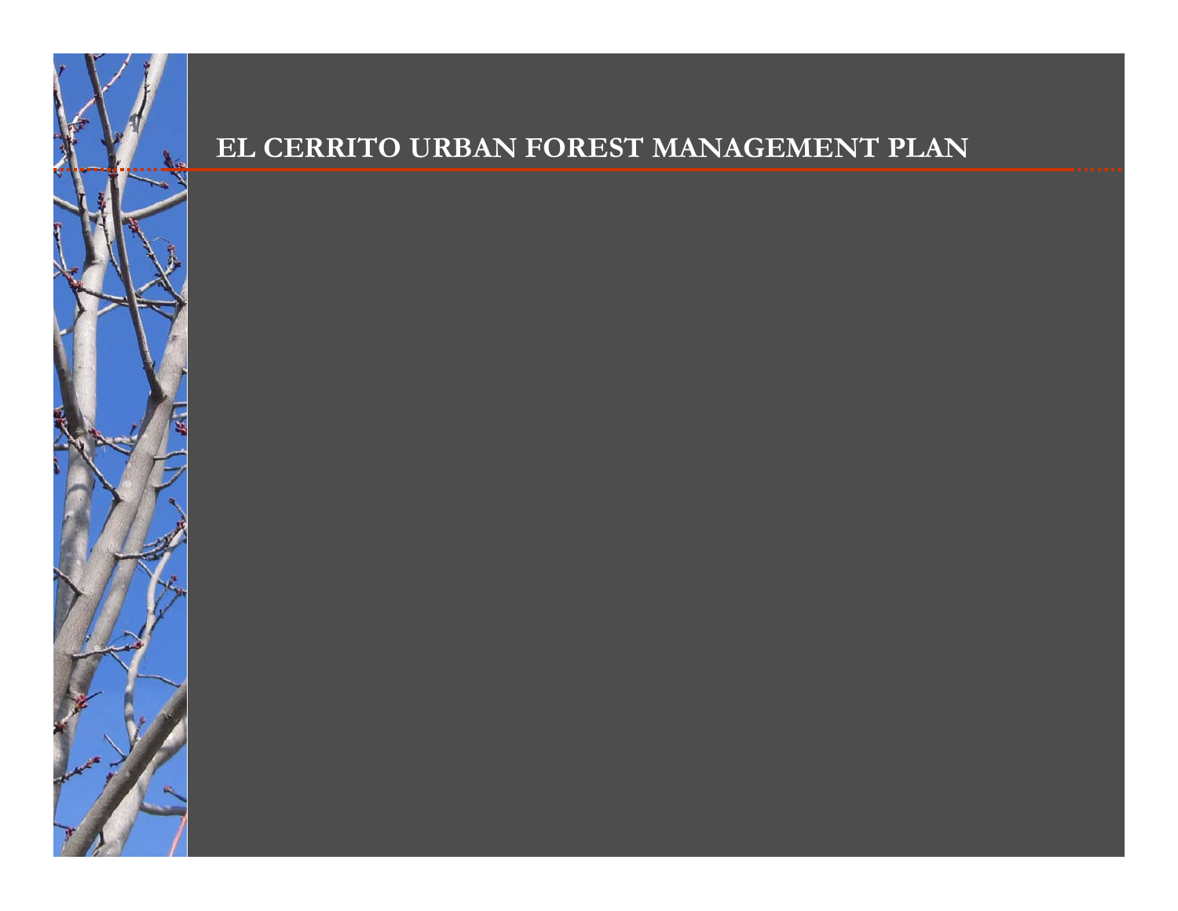# EL CERRITO URBAN FOREST MANAGEMENT PLAN